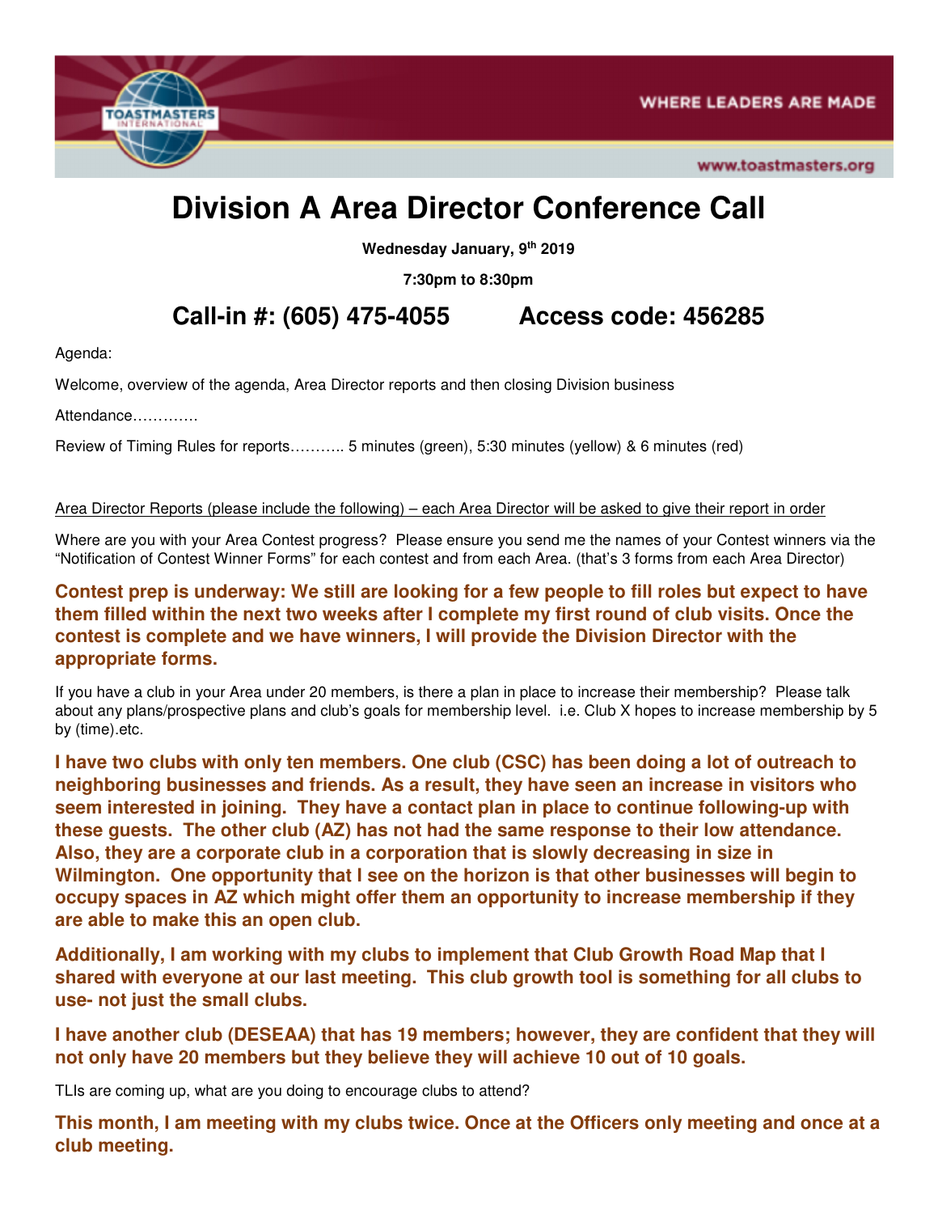# Division A Area Director Conference Call

**Wednesday January, 9th 2019**

**7:30pm to 8:30pm**

## Call-in #: (605) 475-4055 Access code: 456285

Agenda:

Welcome, overview of the agenda, Area Director reports and then closing Division business

Attendance………….

Review of Timing Rules for reports……….. 5 minutes (green), 5:30 minutes (yellow) & 6 minutes (red)

Area Director Reports (please include the following) – each Area Director will be asked to give their report in order

Where are you with your Area Contest progress? Please ensure you send me the names of your Contest winners via the "Notification of Contest Winner Forms" for each contest and from each Area. (that's 3 forms from each Area Director)

**Contest prep is underway: We still are looking for a few people to fill roles but expect to have them filled within the next two weeks after I complete my first round of club visits. Once the contest is complete and we have winners, I will provide the Division Director with the appropriate forms.**

If you have a club in your Area under 20 members, is there a plan in place to increase their membership? Please talk about any plans/prospective plans and club's goals for membership level. i.e. Club X hopes to increase membership by 5 by (time).etc.

**I have two clubs with only ten members. One club (CSC) has been doing a lot of outreach to neighboring businesses and friends. As a result, they have seen an increase in visitors who seem interested in joining. They have a contact plan in place to continue following-up with these guests. The other club (AZ) has not had the same response to their low attendance. Also, they are a corporate club in a corporation that is slowly decreasing in size in Wilmington. One opportunity that I see on the horizon is that other businesses will begin to occupy spaces in AZ which might offer them an opportunity to increase membership if they are able to make this an open club.**

**Additionally, I am working with my clubs to implement that Club Growth Road Map that I shared with everyone at our last meeting. This club growth tool is something for all clubs to use- not just the small clubs.**

**I have another club (DESEAA) that has 19 members; however, they are confident that they will not only have 20 members but they believe they will achieve 10 out of 10 goals.**

TLIs are coming up, what are you doing to encourage clubs to attend?

**This month, I am meeting with my clubs twice. Once at the Officers only meeting and once at a club meeting.**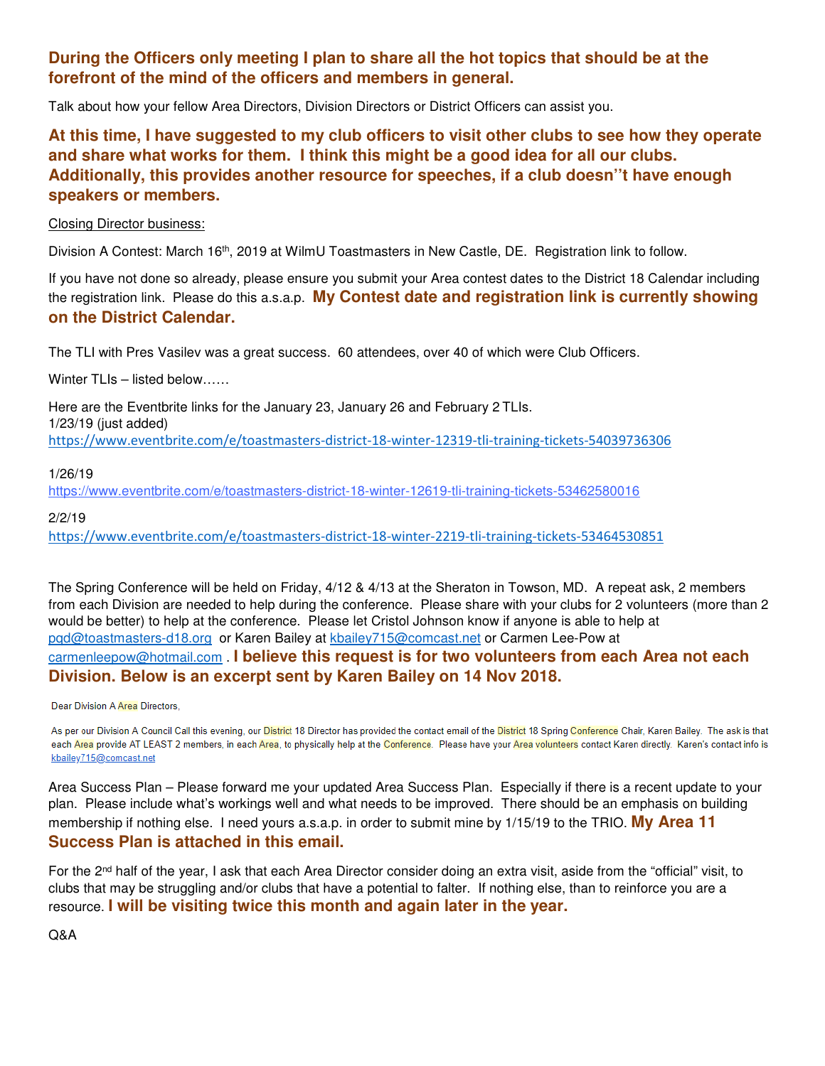**During the Officers only meeting I plan to share all the hot topics that should be at the forefront of the mind of the officers and members in general.**

Talk about how your fellow Area Directors, Division Directors or District Officers can assist you.

**At this time, I have suggested to my club officers to visit other clubs to see how they operate and share what works for them. I think this might be a good idea for all our clubs. Additionally, this provides another resource for speeches, if a club doesn"t have enough speakers or members.**

Closing Director business:

Division A Contest: March 16th, 2019 at WilmU Toastmasters in New Castle, DE. Registration link to follow.

If you have not done so already, please ensure you submit your Area contest dates to the District 18 Calendar including the registration link. Please do this a.s.a.p. **My Contest date and registration link is currently showing on the District Calendar.**

The TLI with Pres Vasilev was a great success. 60 attendees, over 40 of which were Club Officers.

Winter TLIs – listed below……

Here are the Eventbrite links for the January 23, January 26 and February 2 TLIs.
1/23/19 (just added)
https://www.eventbrite.com/e/toastmasters-district-18-winter-12319-tli-training-tickets-54039736306

1/26/19
https://www.eventbrite.com/e/toastmasters-district-18-winter-12619-tli-training-tickets-53462580016

2/2/19
https://www.eventbrite.com/e/toastmasters-district-18-winter-2219-tli-training-tickets-53464530851

The Spring Conference will be held on Friday, 4/12 & 4/13 at the Sheraton in Towson, MD. A repeat ask, 2 members from each Division are needed to help during the conference. Please share with your clubs for 2 volunteers (more than 2 would be better) to help at the conference. Please let Cristol Johnson know if anyone is able to help at pqd@toastmasters-d18.org or Karen Bailey at kbailey715@comcast.net or Carmen Lee-Pow at carmenleepow@hotmail.com . **I believe this request is for two volunteers from each Area not each Division. Below is an excerpt sent by Karen Bailey on 14 Nov 2018.**

Dear Division A Area Directors,

As per our Division A Council Call this evening, our District 18 Director has provided the contact email of the District 18 Spring Conference Chair, Karen Bailey. The ask is that each Area provide AT LEAST 2 members, in each Area, to physically help at the Conference. Please have your Area volunteers contact Karen directly. Karen's contact info is kbailey715@comcast.net

Area Success Plan – Please forward me your updated Area Success Plan. Especially if there is a recent update to your plan. Please include what's workings well and what needs to be improved. There should be an emphasis on building membership if nothing else. I need yours a.s.a.p. in order to submit mine by 1/15/19 to the TRIO. **My Area 11 Success Plan is attached in this email.**

For the 2nd half of the year, I ask that each Area Director consider doing an extra visit, aside from the "official" visit, to clubs that may be struggling and/or clubs that have a potential to falter. If nothing else, than to reinforce you are a resource. **I will be visiting twice this month and again later in the year.**

Q&A